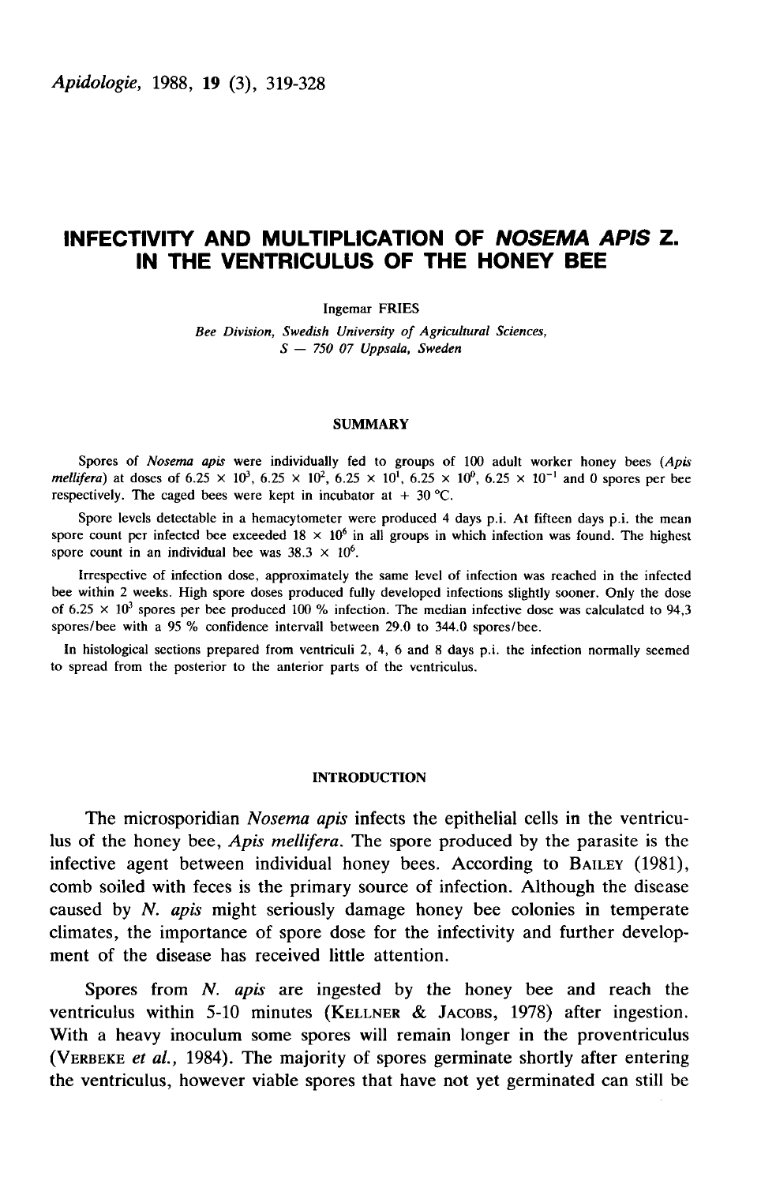# INFECTIVITY AND MULTIPLICATION OF *NOSEMA APIS* Z. IN THE VENTRICULUS OF THE HONEY BEE

Ingemar FRIES

*Bee Division, Swedish University of Agricultural Sciences,*
*S — 750 07 Uppsala, Sweden*

## SUMMARY

Spores of *Nosema apis* were individually fed to groups of 100 adult worker honey bees (*Apis mellifera*) at doses of $6.25 \times 10^3$, $6.25 \times 10^2$, $6.25 \times 10^1$, $6.25 \times 10^0$, $6.25 \times 10^{-1}$ and 0 spores per bee respectively. The caged bees were kept in incubator at + 30 °C.

Spore levels detectable in a hemacytometer were produced 4 days p.i. At fifteen days p.i. the mean spore count per infected bee exceeded $18 \times 10^6$ in all groups in which infection was found. The highest spore count in an individual bee was $38.3 \times 10^6$.

Irrespective of infection dose, approximately the same level of infection was reached in the infected bee within 2 weeks. High spore doses produced fully developed infections slightly sooner. Only the dose of $6.25 \times 10^3$ spores per bee produced 100 % infection. The median infective dose was calculated to 94,3 spores/bee with a 95 % confidence intervall between 29.0 to 344.0 spores/bee.

In histological sections prepared from ventriculi 2, 4, 6 and 8 days p.i. the infection normally seemed to spread from the posterior to the anterior parts of the ventriculus.

## INTRODUCTION

The microsporidian *Nosema apis* infects the epithelial cells in the ventriculus of the honey bee, *Apis mellifera*. The spore produced by the parasite is the infective agent between individual honey bees. According to BAILEY (1981), comb soiled with feces is the primary source of infection. Although the disease caused by *N. apis* might seriously damage honey bee colonies in temperate climates, the importance of spore dose for the infectivity and further development of the disease has received little attention.

Spores from *N. apis* are ingested by the honey bee and reach the ventriculus within 5-10 minutes (KELLNER & JACOBS, 1978) after ingestion. With a heavy inoculum some spores will remain longer in the proventriculus (VERBEKE *et al.*, 1984). The majority of spores germinate shortly after entering the ventriculus, however viable spores that have not yet germinated can still be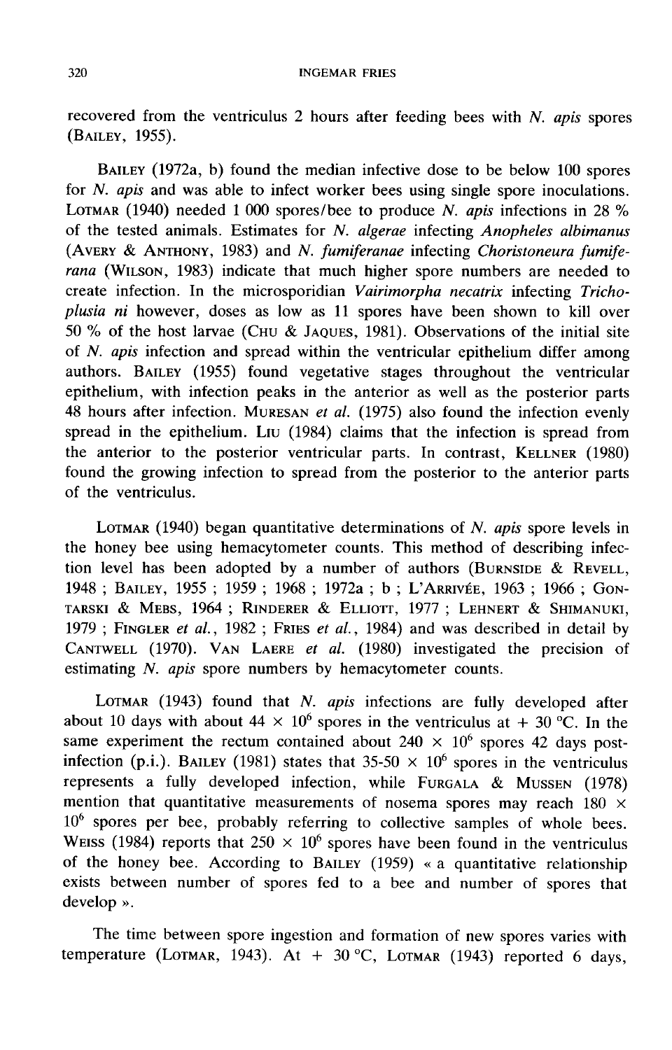recovered from the ventriculus 2 hours after feeding bees with *N. apis* spores (BAILEY, 1955).

BAILEY (1972a, b) found the median infective dose to be below 100 spores for *N. apis* and was able to infect worker bees using single spore inoculations. LOTMAR (1940) needed 1 000 spores/bee to produce *N. apis* infections in 28 % of the tested animals. Estimates for *N. algerae* infecting *Anopheles albimanus* (AVERY & ANTHONY, 1983) and *N. fumiferanae* infecting *Choristoneura fumiferana* (WILSON, 1983) indicate that much higher spore numbers are needed to create infection. In the microsporidian *Vairimorpha necatrix* infecting *Trichoplusia ni* however, doses as low as 11 spores have been shown to kill over 50 % of the host larvae (CHU & JAQUES, 1981). Observations of the initial site of *N. apis* infection and spread within the ventricular epithelium differ among authors. BAILEY (1955) found vegetative stages throughout the ventricular epithelium, with infection peaks in the anterior as well as the posterior parts 48 hours after infection. MURESAN *et al.* (1975) also found the infection evenly spread in the epithelium. LIU (1984) claims that the infection is spread from the anterior to the posterior ventricular parts. In contrast, KELLNER (1980) found the growing infection to spread from the posterior to the anterior parts of the ventriculus.

LOTMAR (1940) began quantitative determinations of *N. apis* spore levels in the honey bee using hemacytometer counts. This method of describing infection level has been adopted by a number of authors (BURNSIDE & REVELL, 1948 ; BAILEY, 1955 ; 1959 ; 1968 ; 1972a ; b ; L'ARRIVÉE, 1963 ; 1966 ; GONTARSKI & MEBS, 1964 ; RINDERER & ELLIOTT, 1977 ; LEHNERT & SHIMANUKI, 1979 ; FINGLER *et al.*, 1982 ; FRIES *et al.*, 1984) and was described in detail by CANTWELL (1970). VAN LAERE *et al.* (1980) investigated the precision of estimating *N. apis* spore numbers by hemacytometer counts.

LOTMAR (1943) found that *N. apis* infections are fully developed after about 10 days with about $44 \times 10^6$ spores in the ventriculus at + 30 °C. In the same experiment the rectum contained about $240 \times 10^6$ spores 42 days post-infection (p.i.). BAILEY (1981) states that 35-50 $\times 10^6$ spores in the ventriculus represents a fully developed infection, while FURGALA & MUSSEN (1978) mention that quantitative measurements of nosema spores may reach $180 \times 10^6$ spores per bee, probably referring to collective samples of whole bees. WEISS (1984) reports that $250 \times 10^6$ spores have been found in the ventriculus of the honey bee. According to BAILEY (1959) « a quantitative relationship exists between number of spores fed to a bee and number of spores that develop ».

The time between spore ingestion and formation of new spores varies with temperature (LOTMAR, 1943). At + 30 °C, LOTMAR (1943) reported 6 days,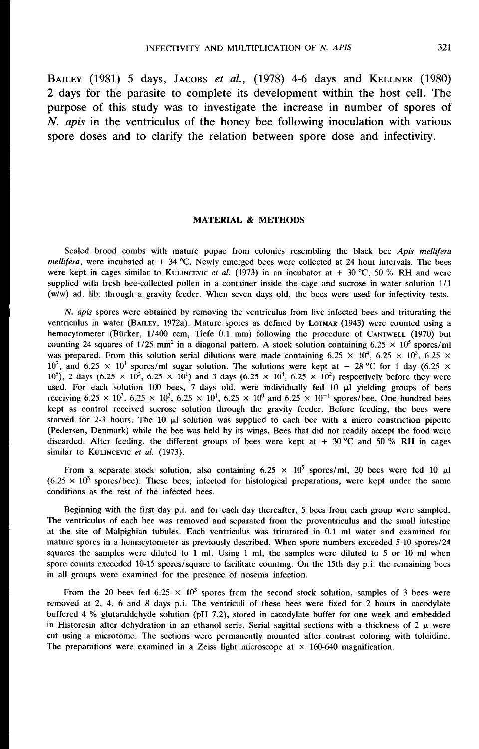BAILEY (1981) 5 days, JACOBS *et al.*, (1978) 4-6 days and KELLNER (1980) 2 days for the parasite to complete its development within the host cell. The purpose of this study was to investigate the increase in number of spores of *N. apis* in the ventriculus of the honey bee following inoculation with various spore doses and to clarify the relation between spore dose and infectivity.

## MATERIAL & METHODS

Sealed brood combs with mature pupae from colonies resembling the black bee *Apis mellifera mellifera*, were incubated at + 34 °C. Newly emerged bees were collected at 24 hour intervals. The bees were kept in cages similar to KULINCEVIC *et al.* (1973) in an incubator at + 30 °C, 50 % RH and were supplied with fresh bee-collected pollen in a container inside the cage and sucrose in water solution 1/1 (w/w) ad. lib. through a gravity feeder. When seven days old, the bees were used for infectivity tests.

*N. apis* spores were obtained by removing the ventriculus from live infected bees and triturating the ventriculus in water (BAILEY, 1972a). Mature spores as defined by LOTMAR (1943) were counted using a hemacytometer (Bürker, 1/400 ccm, Tiefe 0.1 mm) following the procedure of CANTWELL (1970) but counting 24 squares of 1/25 $mm^2$ in a diagonal pattern. A stock solution containing $6.25 \times 10^5$ spores/ml was prepared. From this solution serial dilutions were made containing $6.25 \times 10^4$, $6.25 \times 10^3$, $6.25 \times 10^2$, and $6.25 \times 10^1$ spores/ml sugar solution. The solutions were kept at − 28 °C for 1 day ($6.25 \times 10^5$), 2 days ($6.25 \times 10^3$, $6.25 \times 10^1$) and 3 days ($6.25 \times 10^4$, $6.25 \times 10^2$) respectively before they were used. For each solution 100 bees, 7 days old, were individually fed 10 µl yielding groups of bees receiving $6.25 \times 10^3$, $6.25 \times 10^2$, $6.25 \times 10^1$, $6.25 \times 10^0$ and $6.25 \times 10^{-1}$ spores/bee. One hundred bees kept as control received sucrose solution through the gravity feeder. Before feeding, the bees were starved for 2-3 hours. The 10 µl solution was supplied to each bee with a micro constriction pipette (Pedersen, Denmark) while the bee was held by its wings. Bees that did not readily accept the food were discarded. After feeding, the different groups of bees were kept at + 30 °C and 50 % RH in cages similar to KULINCEVIC *et al.* (1973).

From a separate stock solution, also containing $6.25 \times 10^5$ spores/ml, 20 bees were fed 10 µl ($6.25 \times 10^3$ spores/bee). These bees, infected for histological preparations, were kept under the same conditions as the rest of the infected bees.

Beginning with the first day p.i. and for each day thereafter, 5 bees from each group were sampled. The ventriculus of each bee was removed and separated from the proventriculus and the small intestine at the site of Malpighian tubules. Each ventriculus was triturated in 0.1 ml water and examined for mature spores in a hemacytometer as previously described. When spore numbers exceeded 5-10 spores/24 squares the samples were diluted to 1 ml. Using 1 ml, the samples were diluted to 5 or 10 ml when spore counts exceeded 10-15 spores/square to facilitate counting. On the 15th day p.i. the remaining bees in all groups were examined for the presence of nosema infection.

From the 20 bees fed $6.25 \times 10^3$ spores from the second stock solution, samples of 3 bees were removed at 2, 4, 6 and 8 days p.i. The ventriculi of these bees were fixed for 2 hours in cacodylate buffered 4 % glutaraldehyde solution (pH 7.2), stored in cacodylate buffer for one week and embedded in Historesin after dehydration in an ethanol serie. Serial sagittal sections with a thickness of 2 µ were cut using a microtome. The sections were permanently mounted after contrast coloring with toluidine. The preparations were examined in a Zeiss light microscope at × 160-640 magnification.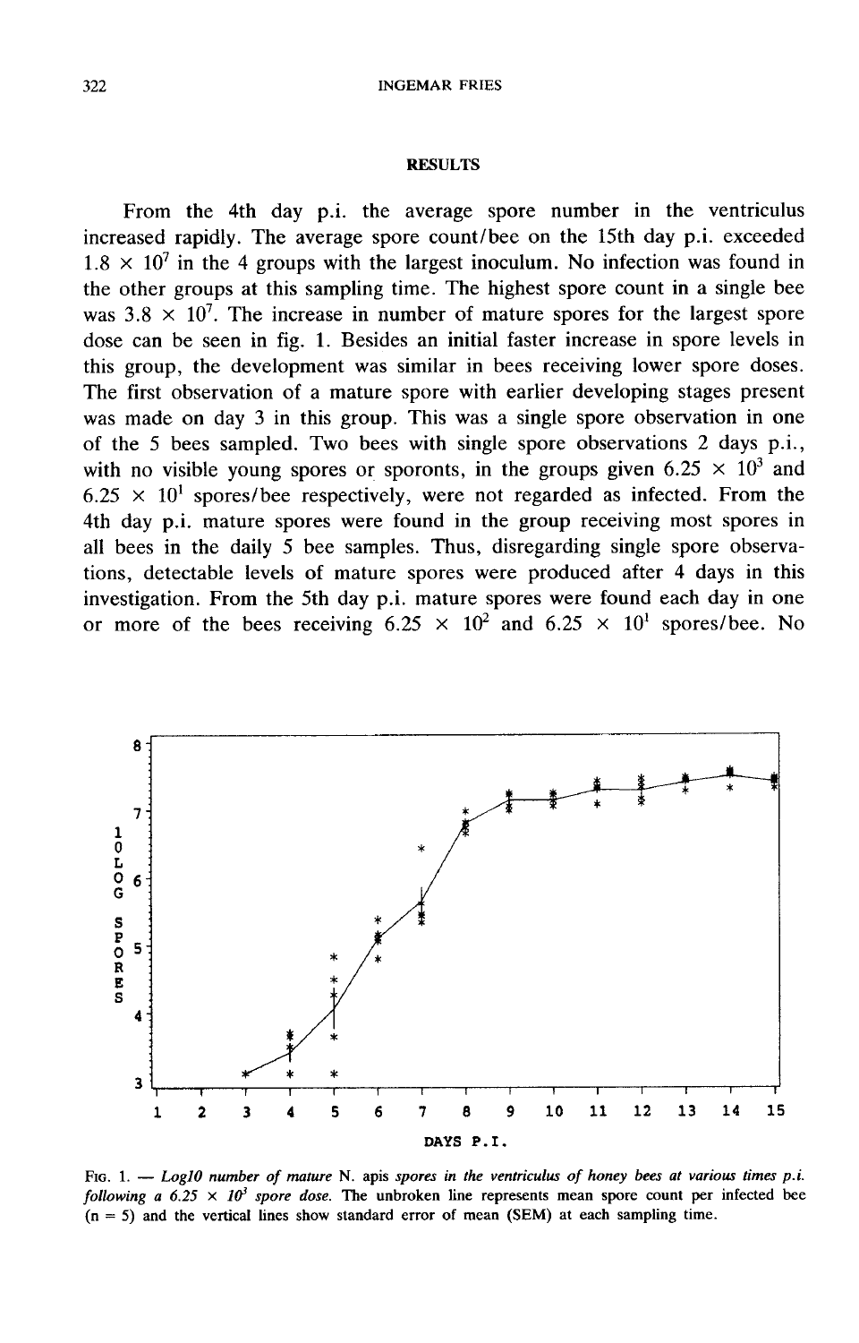## RESULTS

From the 4th day p.i. the average spore number in the ventriculus increased rapidly. The average spore count/bee on the 15th day p.i. exceeded $1.8 \times 10^7$ in the 4 groups with the largest inoculum. No infection was found in the other groups at this sampling time. The highest spore count in a single bee was $3.8 \times 10^7$. The increase in number of mature spores for the largest spore dose can be seen in fig. 1. Besides an initial faster increase in spore levels in this group, the development was similar in bees receiving lower spore doses. The first observation of a mature spore with earlier developing stages present was made on day 3 in this group. This was a single spore observation in one of the 5 bees sampled. Two bees with single spore observations 2 days p.i., with no visible young spores or sporonts, in the groups given $6.25 \times 10^3$ and $6.25 \times 10^1$ spores/bee respectively, were not regarded as infected. From the 4th day p.i. mature spores were found in the group receiving most spores in all bees in the daily 5 bee samples. Thus, disregarding single spore observations, detectable levels of mature spores were produced after 4 days in this investigation. From the 5th day p.i. mature spores were found each day in one or more of the bees receiving $6.25 \times 10^2$ and $6.25 \times 10^1$ spores/bee. No

Fig. 1. — *Log10 number of mature* N. apis *spores in the ventriculus of honey bees at various times p.i. following a $6.25 \times 10^3$ spore dose.* The unbroken line represents mean spore count per infected bee (n = 5) and the vertical lines show standard error of mean (SEM) at each sampling time.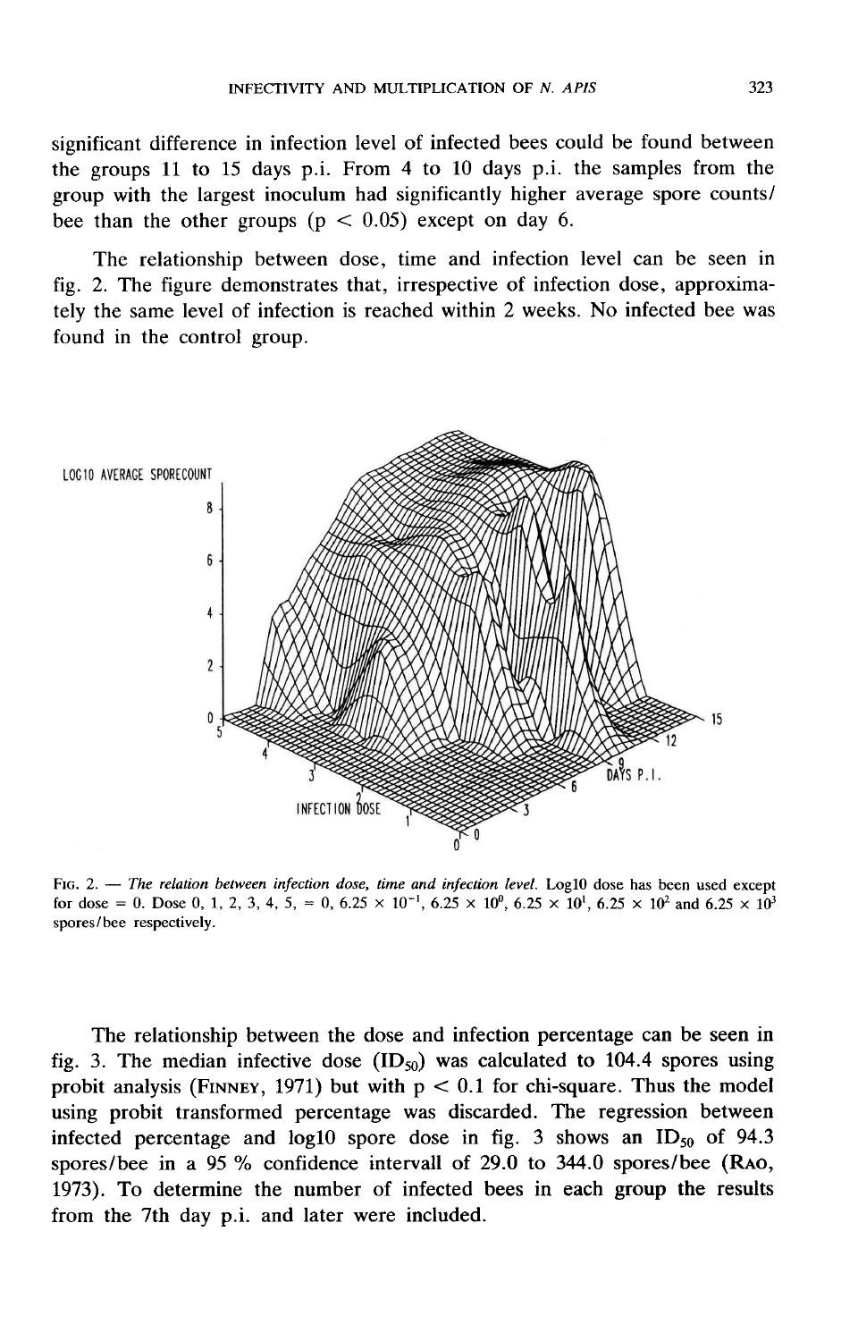significant difference in infection level of infected bees could be found between the groups 11 to 15 days p.i. From 4 to 10 days p.i. the samples from the group with the largest inoculum had significantly higher average spore counts/bee than the other groups ($p < 0.05$) except on day 6.

The relationship between dose, time and infection level can be seen in fig. 2. The figure demonstrates that, irrespective of infection dose, approximately the same level of infection is reached within 2 weeks. No infected bee was found in the control group.

FIG. 2. — *The relation between infection dose, time and infection level.* Log10 dose has been used except for dose = 0. Dose 0, 1, 2, 3, 4, 5, = 0, $6.25 \times 10^{-1}$, $6.25 \times 10^{0}$, $6.25 \times 10^{1}$, $6.25 \times 10^{2}$ and $6.25 \times 10^{3}$ spores/bee respectively.

The relationship between the dose and infection percentage can be seen in fig. 3. The median infective dose ($ID_{50}$) was calculated to 104.4 spores using probit analysis (FINNEY, 1971) but with $p < 0.1$ for chi-square. Thus the model using probit transformed percentage was discarded. The regression between infected percentage and log10 spore dose in fig. 3 shows an $ID_{50}$ of 94.3 spores/bee in a 95 % confidence intervall of 29.0 to 344.0 spores/bee (RAO, 1973). To determine the number of infected bees in each group the results from the 7th day p.i. and later were included.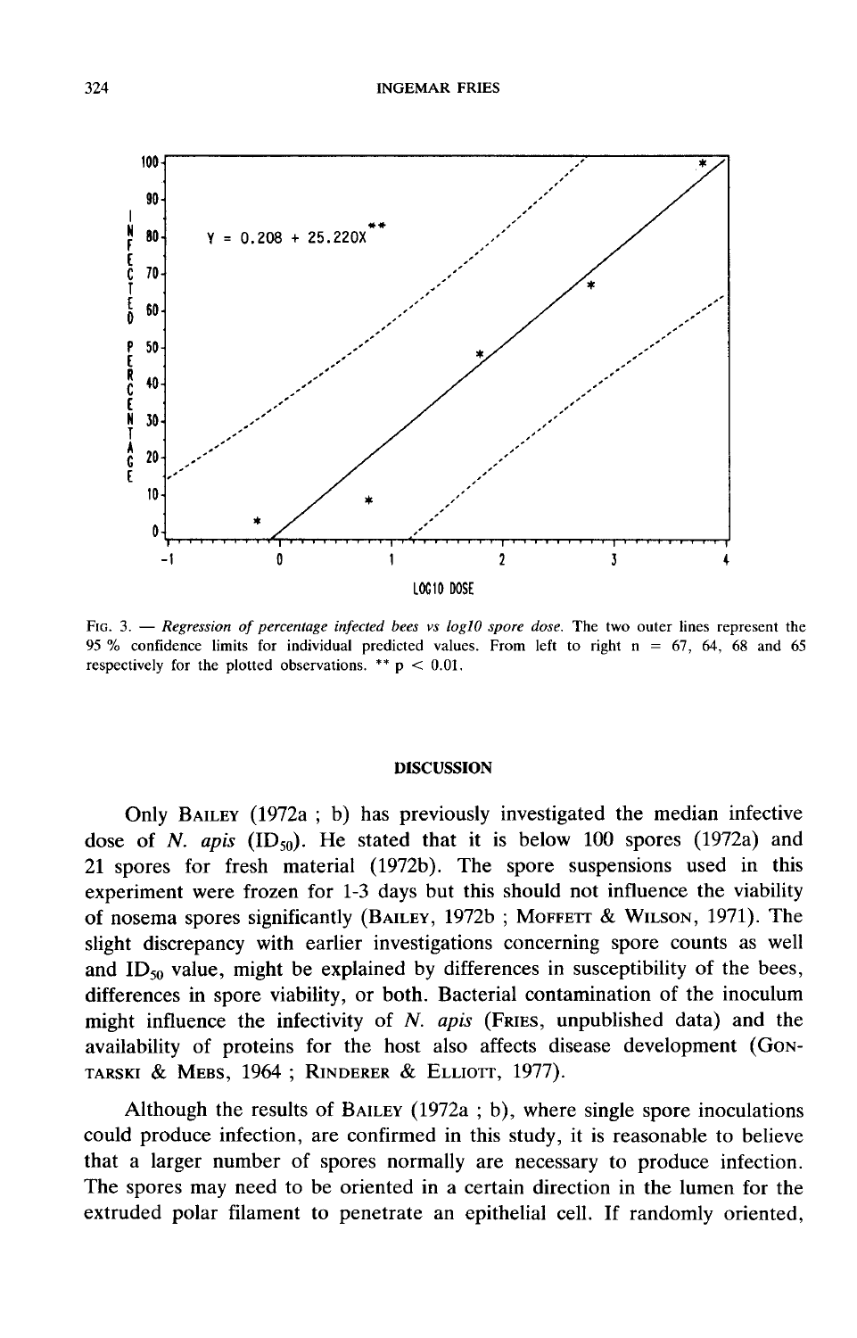$Y = 0.208 + 25.220X^{**}$

FIG. 3. — *Regression of percentage infected bees vs log10 spore dose.* The two outer lines represent the 95 % confidence limits for individual predicted values. From left to right n = 67, 64, 68 and 65 respectively for the plotted observations. ** $p < 0.01$.

## DISCUSSION

Only BAILEY (1972a ; b) has previously investigated the median infective dose of *N. apis* ($ID_{50}$). He stated that it is below 100 spores (1972a) and 21 spores for fresh material (1972b). The spore suspensions used in this experiment were frozen for 1-3 days but this should not influence the viability of nosema spores significantly (BAILEY, 1972b ; MOFFETT & WILSON, 1971). The slight discrepancy with earlier investigations concerning spore counts as well and $ID_{50}$ value, might be explained by differences in susceptibility of the bees, differences in spore viability, or both. Bacterial contamination of the inoculum might influence the infectivity of *N. apis* (FRIES, unpublished data) and the availability of proteins for the host also affects disease development (GONTARSKI & MEBS, 1964 ; RINDERER & ELLIOTT, 1977).

Although the results of BAILEY (1972a ; b), where single spore inoculations could produce infection, are confirmed in this study, it is reasonable to believe that a larger number of spores normally are necessary to produce infection. The spores may need to be oriented in a certain direction in the lumen for the extruded polar filament to penetrate an epithelial cell. If randomly oriented,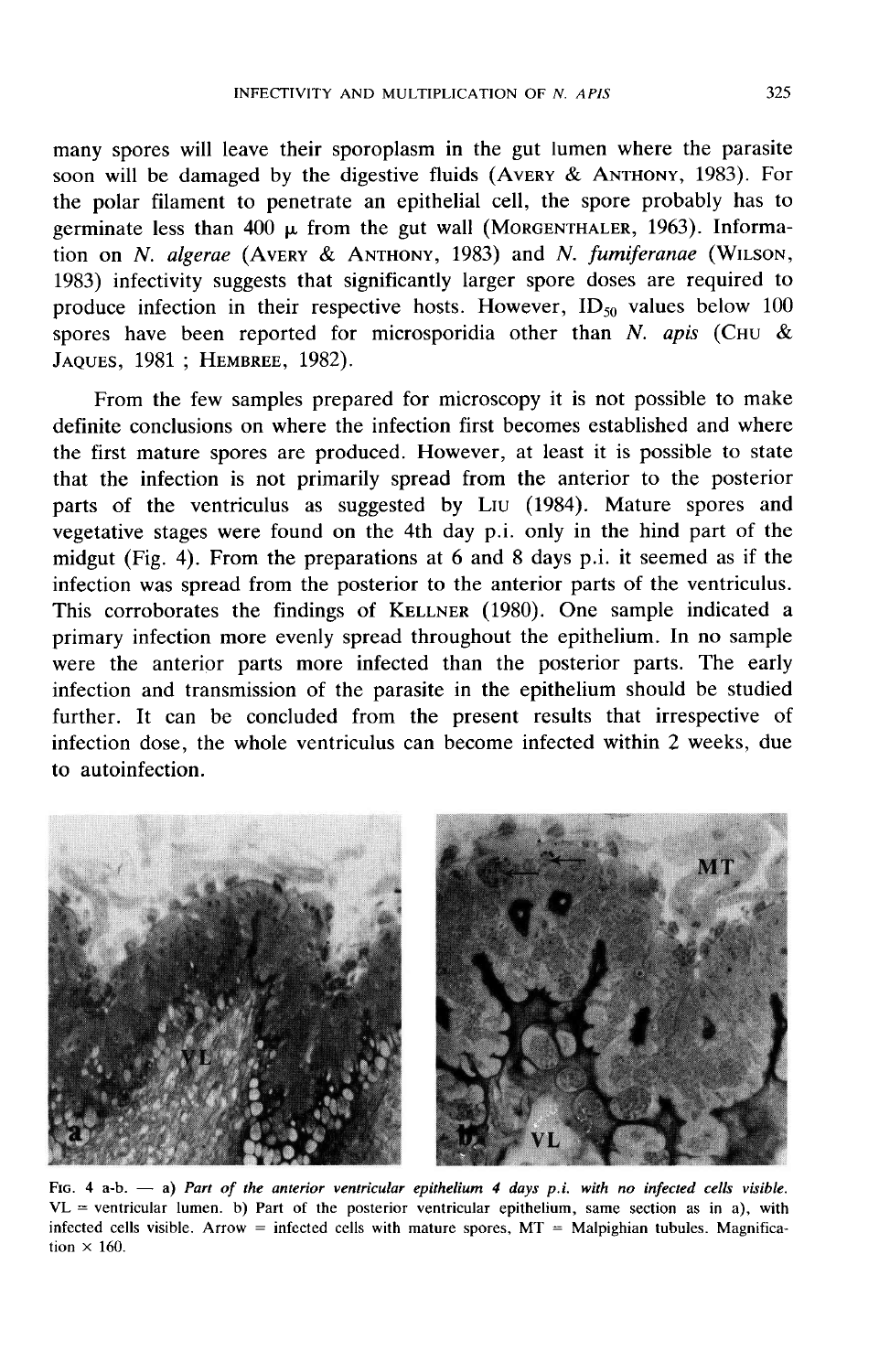many spores will leave their sporoplasm in the gut lumen where the parasite soon will be damaged by the digestive fluids (AVERY & ANTHONY, 1983). For the polar filament to penetrate an epithelial cell, the spore probably has to germinate less than 400 μ from the gut wall (MORGENTHALER, 1963). Information on *N. algerae* (AVERY & ANTHONY, 1983) and *N. fumiferanae* (WILSON, 1983) infectivity suggests that significantly larger spore doses are required to produce infection in their respective hosts. However, $ID_{50}$ values below 100 spores have been reported for microsporidia other than *N. apis* (CHU & JAQUES, 1981 ; HEMBREE, 1982).

From the few samples prepared for microscopy it is not possible to make definite conclusions on where the infection first becomes established and where the first mature spores are produced. However, at least it is possible to state that the infection is not primarily spread from the anterior to the posterior parts of the ventriculus as suggested by LIU (1984). Mature spores and vegetative stages were found on the 4th day p.i. only in the hind part of the midgut (Fig. 4). From the preparations at 6 and 8 days p.i. it seemed as if the infection was spread from the posterior to the anterior parts of the ventriculus. This corroborates the findings of KELLNER (1980). One sample indicated a primary infection more evenly spread throughout the epithelium. In no sample were the anterior parts more infected than the posterior parts. The early infection and transmission of the parasite in the epithelium should be studied further. It can be concluded from the present results that irrespective of infection dose, the whole ventriculus can become infected within 2 weeks, due to autoinfection.

FIG. 4 a-b. — a) *Part of the anterior ventricular epithelium 4 days p.i. with no infected cells visible.* VL = ventricular lumen. b) Part of the posterior ventricular epithelium, same section as in a), with infected cells visible. Arrow = infected cells with mature spores, MT = Malpighian tubules. Magnification × 160.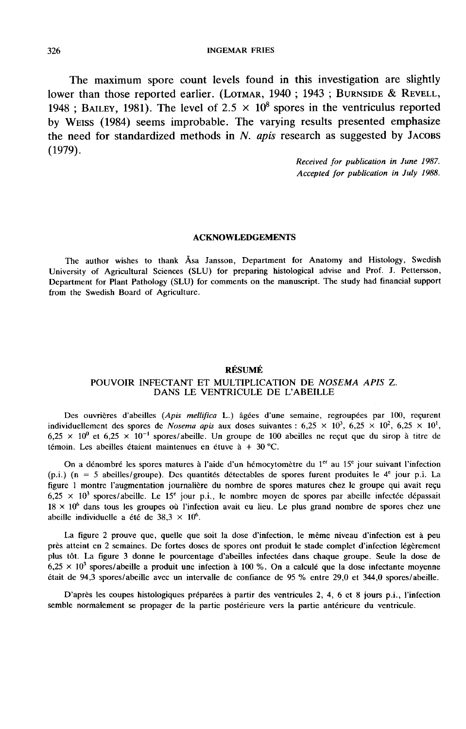The maximum spore count levels found in this investigation are slightly lower than those reported earlier. (LOTMAR, 1940 ; 1943 ; BURNSIDE & REVELL, 1948 ; BAILEY, 1981). The level of $2.5 \times 10^8$ spores in the ventriculus reported by WEISS (1984) seems improbable. The varying results presented emphasize the need for standardized methods in *N. apis* research as suggested by JACOBS (1979).

*Received for publication in June 1987.*
*Accepted for publication in July 1988.*

## ACKNOWLEDGEMENTS

The author wishes to thank Åsa Jansson, Department for Anatomy and Histology, Swedish University of Agricultural Sciences (SLU) for preparing histological advise and Prof. J. Pettersson, Department for Plant Pathology (SLU) for comments on the manuscript. The study had financial support from the Swedish Board of Agriculture.

## RÉSUMÉ

### POUVOIR INFECTANT ET MULTIPLICATION DE *NOSEMA APIS* Z. DANS LE VENTRICULE DE L'ABEILLE

Des ouvrières d'abeilles (*Apis mellifica* L.) âgées d'une semaine, regroupées par 100, reçurent individuellement des spores de *Nosema apis* aux doses suivantes : $6{,}25 \times 10^3$, $6{,}25 \times 10^2$, $6{,}25 \times 10^1$, $6{,}25 \times 10^0$ et $6{,}25 \times 10^{-1}$ spores/abeille. Un groupe de 100 abeilles ne reçut que du sirop à titre de témoin. Les abeilles étaient maintenues en étuve à + 30 °C.

On a dénombré les spores matures à l'aide d'un hémocytomètre du 1[er] au 15[e] jour suivant l'infection (p.i.) (n = 5 abeilles/groupe). Des quantités détectables de spores furent produites le 4[e] jour p.i. La figure 1 montre l'augmentation journalière du nombre de spores matures chez le groupe qui avait reçu $6{,}25 \times 10^3$ spores/abeille. Le 15[e] jour p.i., le nombre moyen de spores par abeille infectée dépassait $18 \times 10^6$ dans tous les groupes où l'infection avait eu lieu. Le plus grand nombre de spores chez une abeille individuelle a été de $38{,}3 \times 10^6$.

La figure 2 prouve que, quelle que soit la dose d'infection, le même niveau d'infection est à peu près atteint en 2 semaines. De fortes doses de spores ont produit le stade complet d'infection légèrement plus tôt. La figure 3 donne le pourcentage d'abeilles infectées dans chaque groupe. Seule la dose de $6{,}25 \times 10^3$ spores/abeille a produit une infection à 100 %. On a calculé que la dose infectante moyenne était de 94,3 spores/abeille avec un intervalle de confiance de 95 % entre 29,0 et 344,0 spores/abeille.

D'après les coupes histologiques préparées à partir des ventricules 2, 4, 6 et 8 jours p.i., l'infection semble normalement se propager de la partie postérieure vers la partie antérieure du ventricule.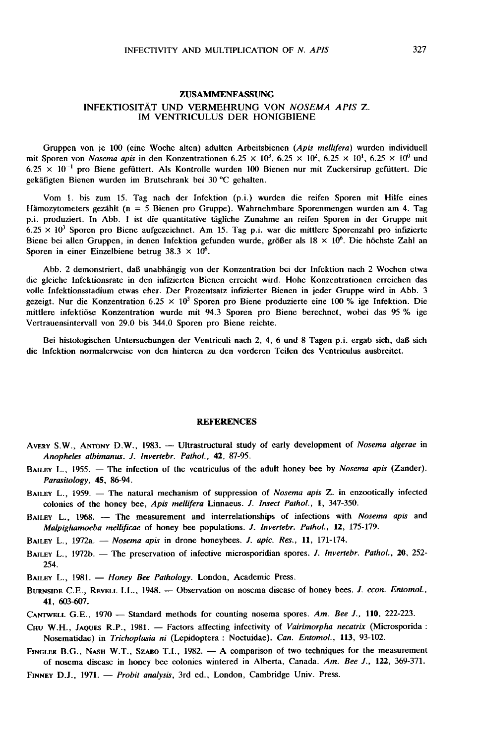## ZUSAMMENFASSUNG

### INFEKTIOSITÄT UND VERMEHRUNG VON *NOSEMA APIS* Z. IM VENTRICULUS DER HONIGBIENE

Gruppen von je 100 (eine Woche alten) adulten Arbeitsbienen (*Apis mellifera*) wurden individuell mit Sporen von *Nosema apis* in den Konzentrationen $6.25 \times 10^3$, $6.25 \times 10^2$, $6.25 \times 10^1$, $6.25 \times 10^0$ und $6.25 \times 10^{-1}$ pro Biene gefüttert. Als Kontrolle wurden 100 Bienen nur mit Zuckersirup gefüttert. Die gekäfigten Bienen wurden im Brutschrank bei 30 °C gehalten.

Vom 1. bis zum 15. Tag nach der Infektion (p.i.) wurden die reifen Sporen mit Hilfe eines Hämozytometers gezählt ($n = 5$ Bienen pro Gruppe). Wahrnehmbare Sporenmengen wurden am 4. Tag p.i. produziert. In Abb. 1 ist die quantitative tägliche Zunahme an reifen Sporen in der Gruppe mit $6.25 \times 10^3$ Sporen pro Biene aufgezeichnet. Am 15. Tag p.i. war die mittlere Sporenzahl pro infizierte Biene bei allen Gruppen, in denen Infektion gefunden wurde, größer als $18 \times 10^6$. Die höchste Zahl an Sporen in einer Einzelbiene betrug $38.3 \times 10^6$.

Abb. 2 demonstriert, daß unabhängig von der Konzentration bei der Infektion nach 2 Wochen etwa die gleiche Infektionsrate in den infizierten Bienen erreicht wird. Hohe Konzentrationen erreichen das volle Infektionsstadium etwas eher. Der Prozentsatz infizierter Bienen in jeder Gruppe wird in Abb. 3 gezeigt. Nur die Konzentration $6.25 \times 10^3$ Sporen pro Biene produzierte eine 100 % ige Infektion. Die mittlere infektiöse Konzentration wurde mit 94.3 Sporen pro Biene berechnet, wobei das 95 % ige Vertrauensintervall von 29.0 bis 344.0 Sporen pro Biene reichte.

Bei histologischen Untersuchungen der Ventriculi nach 2, 4, 6 und 8 Tagen p.i. ergab sich, daß sich die Infektion normalerweise von den hinteren zu den vorderen Teilen des Ventriculus ausbreitet.

## REFERENCES

AVERY S.W., ANTONY D.W., 1983. — Ultrastructural study of early development of *Nosema algerae* in *Anopheles albimanus*. *J. Invertebr. Pathol.*, **42**, 87-95.

BAILEY L., 1955. — The infection of the ventriculus of the adult honey bee by *Nosema apis* (Zander). *Parasitology*, **45**, 86-94.

BAILEY L., 1959. — The natural mechanism of suppression of *Nosema apis* Z. in enzootically infected colonies of the honey bee, *Apis mellifera* Linnaeus. *J. Insect Pathol.*, **1**, 347-350.

BAILEY L., 1968. — The measurement and interrelationships of infections with *Nosema apis* and *Malpighamoeba mellificae* of honey bee populations. *J. Invertebr. Pathol.*, **12**, 175-179.

BAILEY L., 1972a. — *Nosema apis* in drone honeybees. *J. apic. Res.*, **11**, 171-174.

BAILEY L., 1972b. — The preservation of infective microsporidian spores. *J. Invertebr. Pathol.*, **20**, 252-254.

BAILEY L., 1981. — *Honey Bee Pathology*. London, Academic Press.

BURNSIDE C.E., REVELL I.L., 1948. — Observation on nosema disease of honey bees. *J. econ. Entomol.*, **41**, 603-607.

CANTWELL G.E., 1970 — Standard methods for counting nosema spores. *Am. Bee J.*, **110**, 222-223.

CHU W.H., JAQUES R.P., 1981. — Factors affecting infectivity of *Vairimorpha necatrix* (Microsporida : Nosematidae) in *Trichoplusia ni* (Lepidoptera : Noctuidae). *Can. Entomol.*, **113**, 93-102.

FINGLER B.G., NASH W.T., SZABO T.I., 1982. — A comparison of two techniques for the measurement of nosema disease in honey bee colonies wintered in Alberta, Canada. *Am. Bee J.*, **122**, 369-371.

FINNEY D.J., 1971. — *Probit analysis*, 3rd ed., London, Cambridge Univ. Press.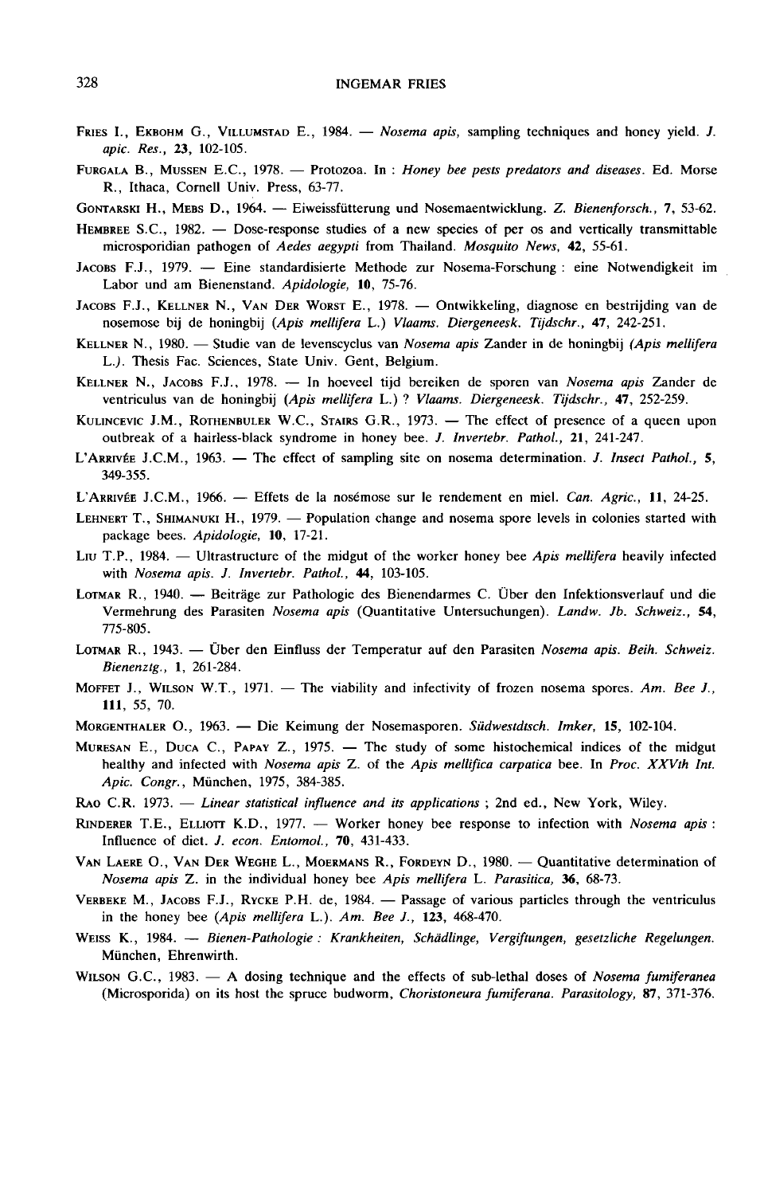Fries I., Ekbohm G., Villumstad E., 1984. — *Nosema apis*, sampling techniques and honey yield. *J. apic. Res.*, **23**, 102-105.

Furgala B., Mussen E.C., 1978. — Protozoa. In : *Honey bee pests predators and diseases*. Ed. Morse R., Ithaca, Cornell Univ. Press, 63-77.

Gontarski H., Mebs D., 1964. — Eiweissfütterung und Nosemaentwicklung. *Z. Bienenforsch.*, **7**, 53-62.

Hembree S.C., 1982. — Dose-response studies of a new species of per os and vertically transmittable microsporidian pathogen of *Aedes aegypti* from Thailand. *Mosquito News*, **42**, 55-61.

Jacobs F.J., 1979. — Eine standardisierte Methode zur Nosema-Forschung : eine Notwendigkeit im Labor und am Bienenstand. *Apidologie*, **10**, 75-76.

Jacobs F.J., Kellner N., Van Der Worst E., 1978. — Ontwikkeling, diagnose en bestrijding van de nosemose bij de honingbij *(Apis mellifera* L.) *Vlaams. Diergeneesk. Tijdschr.*, **47**, 242-251.

Kellner N., 1980. — Studie van de levenscyclus van *Nosema apis* Zander in de honingbij *(Apis mellifera* L.*)*. Thesis Fac. Sciences, State Univ. Gent, Belgium.

Kellner N., Jacobs F.J., 1978. — In hoeveel tijd bereiken de sporen van *Nosema apis* Zander de ventriculus van de honingbij *(Apis mellifera* L.) ? *Vlaams. Diergeneesk. Tijdschr.*, **47**, 252-259.

Kulincevic J.M., Rothenbuler W.C., Stairs G.R., 1973. — The effect of presence of a queen upon outbreak of a hairless-black syndrome in honey bee. *J. Invertebr. Pathol.*, **21**, 241-247.

L'Arrivée J.C.M., 1963. — The effect of sampling site on nosema determination. *J. Insect Pathol.*, **5**, 349-355.

L'Arrivée J.C.M., 1966. — Effets de la nosémose sur le rendement en miel. *Can. Agric.*, **11**, 24-25.

Lehnert T., Shimanuki H., 1979. — Population change and nosema spore levels in colonies started with package bees. *Apidologie*, **10**, 17-21.

Liu T.P., 1984. — Ultrastructure of the midgut of the worker honey bee *Apis mellifera* heavily infected with *Nosema apis*. *J. Invertebr. Pathol.*, **44**, 103-105.

Lotmar R., 1940. — Beiträge zur Pathologie des Bienendarmes C. Über den Infektionsverlauf und die Vermehrung des Parasiten *Nosema apis* (Quantitative Untersuchungen). *Landw. Jb. Schweiz.*, **54**, 775-805.

Lotmar R., 1943. — Über den Einfluss der Temperatur auf den Parasiten *Nosema apis*. *Beih. Schweiz. Bienenztg.*, **1**, 261-284.

Moffet J., Wilson W.T., 1971. — The viability and infectivity of frozen nosema spores. *Am. Bee J.*, **111**, 55, 70.

Morgenthaler O., 1963. — Die Keimung der Nosemasporen. *Südwestdtsch. Imker*, **15**, 102-104.

Muresan E., Duca C., Papay Z., 1975. — The study of some histochemical indices of the midgut healthy and infected with *Nosema apis* Z. of the *Apis mellifica carpatica* bee. In *Proc. XXVth Int. Apic. Congr.*, München, 1975, 384-385.

Rao C.R. 1973. — *Linear statistical influence and its applications* ; 2nd ed., New York, Wiley.

Rinderer T.E., Elliott K.D., 1977. — Worker honey bee response to infection with *Nosema apis* : Influence of diet. *J. econ. Entomol.*, **70**, 431-433.

Van Laere O., Van Der Weghe L., Moermans R., Fordeyn D., 1980. — Quantitative determination of *Nosema apis* Z. in the individual honey bee *Apis mellifera* L. *Parasitica*, **36**, 68-73.

Verbeke M., Jacobs F.J., Rycke P.H. de, 1984. — Passage of various particles through the ventriculus in the honey bee *(Apis mellifera* L.). *Am. Bee J.*, **123**, 468-470.

Weiss K., 1984. — *Bienen-Pathologie : Krankheiten, Schädlinge, Vergiftungen, gesetzliche Regelungen*. München, Ehrenwirth.

Wilson G.C., 1983. — A dosing technique and the effects of sub-lethal doses of *Nosema fumiferanea* (Microsporida) on its host the spruce budworm, *Choristoneura fumiferana*. *Parasitology*, **87**, 371-376.